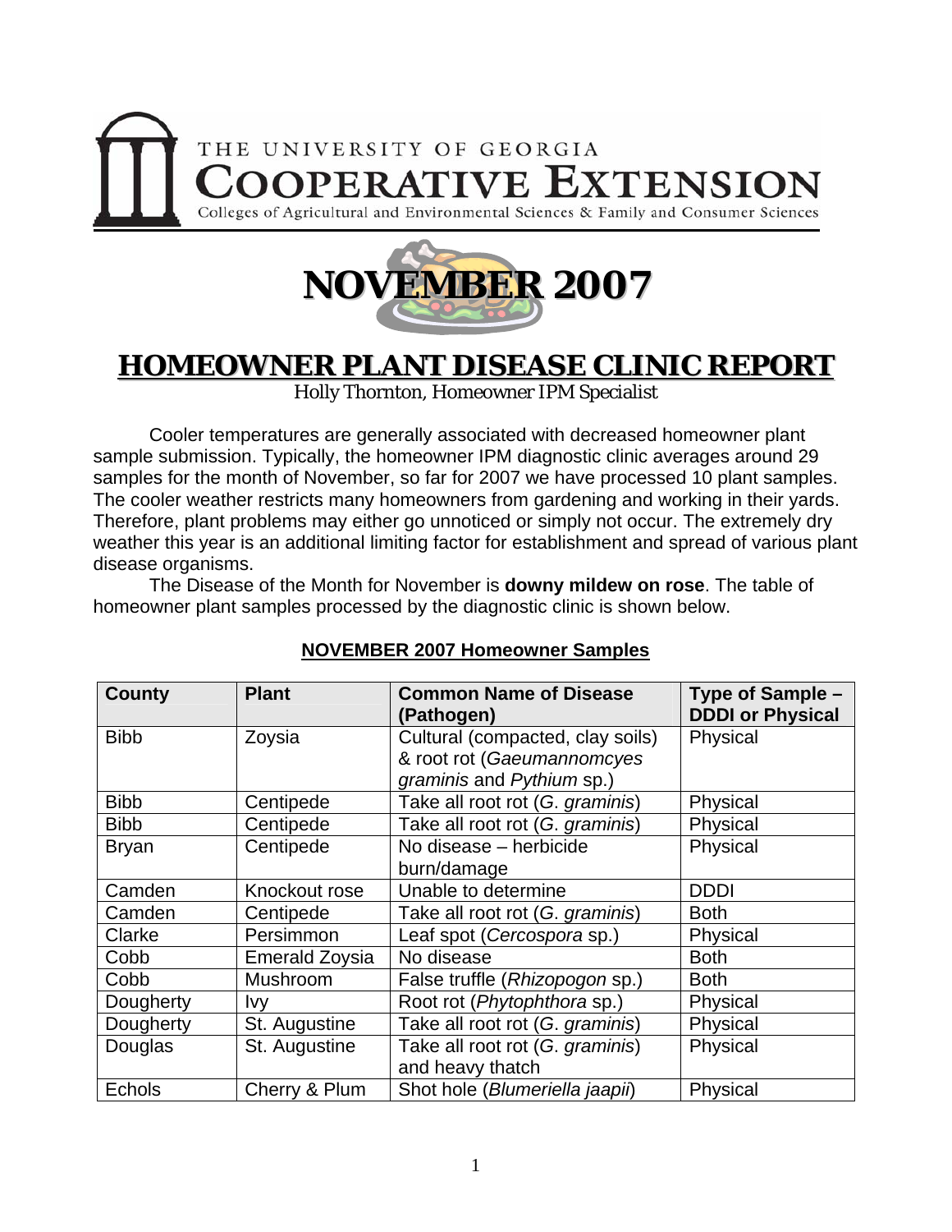THE UNIVERSITY OF GEORGIA
# COOPERATIVE EXTENSION
Colleges of Agricultural and Environmental Sciences & Family and Consumer Sciences

# NOVEMBER 2007

# HOMEOWNER PLANT DISEASE CLINIC REPORT

Holly Thornton, Homeowner IPM Specialist

Cooler temperatures are generally associated with decreased homeowner plant sample submission. Typically, the homeowner IPM diagnostic clinic averages around 29 samples for the month of November, so far for 2007 we have processed 10 plant samples. The cooler weather restricts many homeowners from gardening and working in their yards. Therefore, plant problems may either go unnoticed or simply not occur. The extremely dry weather this year is an additional limiting factor for establishment and spread of various plant disease organisms.

The Disease of the Month for November is **downy mildew on rose**. The table of homeowner plant samples processed by the diagnostic clinic is shown below.

## NOVEMBER 2007 Homeowner Samples

| County | Plant | Common Name of Disease (Pathogen) | Type of Sample – DDDI or Physical |
|---|---|---|---|
| Bibb | Zoysia | Cultural (compacted, clay soils) & root rot (*Gaeumannomcyes graminis* and *Pythium* sp.) | Physical |
| Bibb | Centipede | Take all root rot (*G. graminis*) | Physical |
| Bibb | Centipede | Take all root rot (*G. graminis*) | Physical |
| Bryan | Centipede | No disease – herbicide burn/damage | Physical |
| Camden | Knockout rose | Unable to determine | DDDI |
| Camden | Centipede | Take all root rot (*G. graminis*) | Both |
| Clarke | Persimmon | Leaf spot (*Cercospora* sp.) | Physical |
| Cobb | Emerald Zoysia | No disease | Both |
| Cobb | Mushroom | False truffle (*Rhizopogon* sp.) | Both |
| Dougherty | Ivy | Root rot (*Phytophthora* sp.) | Physical |
| Dougherty | St. Augustine | Take all root rot (*G. graminis*) | Physical |
| Douglas | St. Augustine | Take all root rot (*G. graminis*) and heavy thatch | Physical |
| Echols | Cherry & Plum | Shot hole (*Blumeriella jaapii*) | Physical |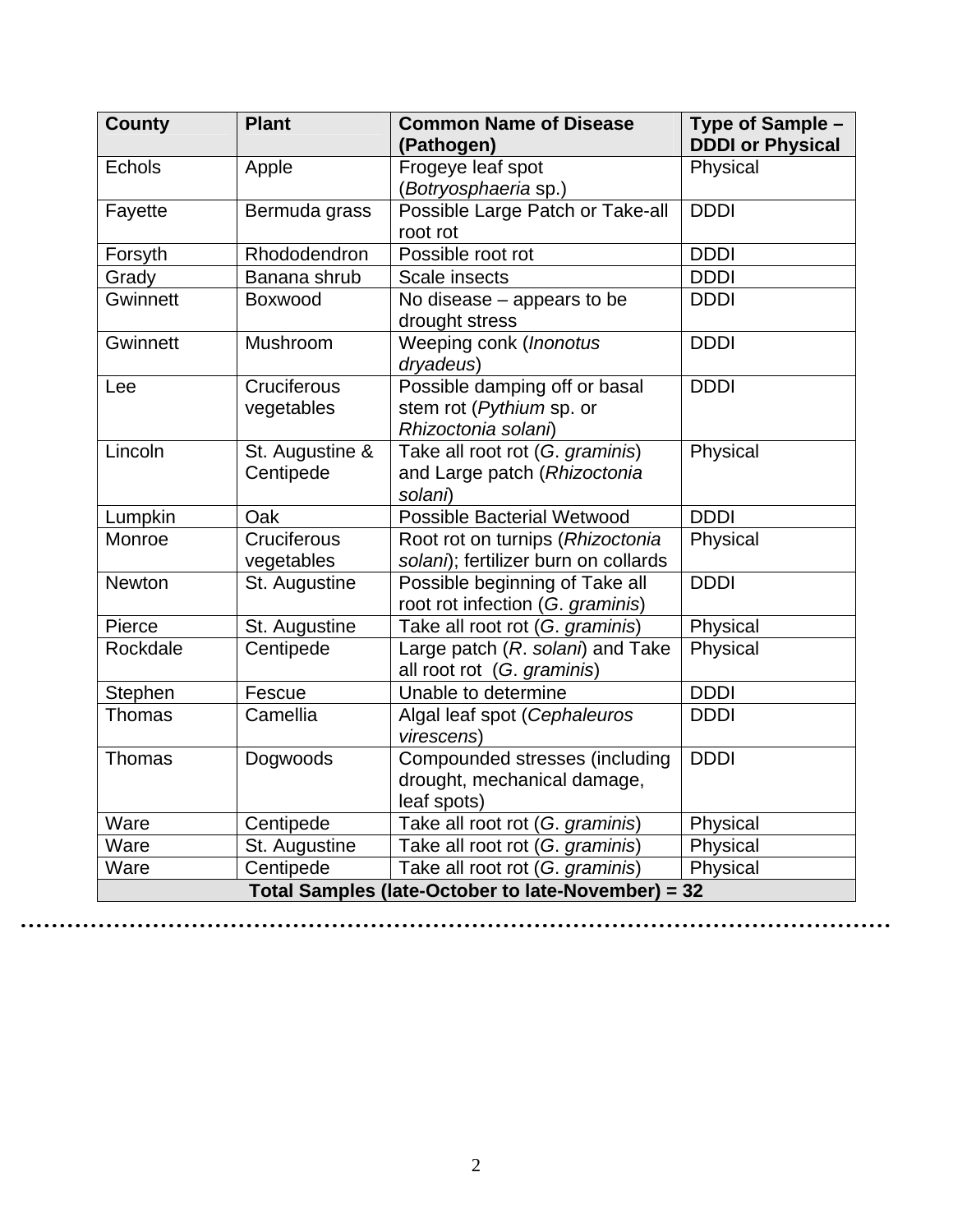| County | Plant | Common Name of Disease (Pathogen) | Type of Sample – DDDI or Physical |
|---|---|---|---|
| Echols | Apple | Frogeye leaf spot (*Botryosphaeria* sp.) | Physical |
| Fayette | Bermuda grass | Possible Large Patch or Take-all root rot | DDDI |
| Forsyth | Rhododendron | Possible root rot | DDDI |
| Grady | Banana shrub | Scale insects | DDDI |
| Gwinnett | Boxwood | No disease – appears to be drought stress | DDDI |
| Gwinnett | Mushroom | Weeping conk (*Inonotus dryadeus*) | DDDI |
| Lee | Cruciferous vegetables | Possible damping off or basal stem rot (*Pythium* sp. or *Rhizoctonia solani*) | DDDI |
| Lincoln | St. Augustine & Centipede | Take all root rot (*G. graminis*) and Large patch (*Rhizoctonia solani*) | Physical |
| Lumpkin | Oak | Possible Bacterial Wetwood | DDDI |
| Monroe | Cruciferous vegetables | Root rot on turnips (*Rhizoctonia solani*); fertilizer burn on collards | Physical |
| Newton | St. Augustine | Possible beginning of Take all root rot infection (*G. graminis*) | DDDI |
| Pierce | St. Augustine | Take all root rot (*G. graminis*) | Physical |
| Rockdale | Centipede | Large patch (*R. solani*) and Take all root rot (*G. graminis*) | Physical |
| Stephen | Fescue | Unable to determine | DDDI |
| Thomas | Camellia | Algal leaf spot (*Cephaleuros virescens*) | DDDI |
| Thomas | Dogwoods | Compounded stresses (including drought, mechanical damage, leaf spots) | DDDI |
| Ware | Centipede | Take all root rot (*G. graminis*) | Physical |
| Ware | St. Augustine | Take all root rot (*G. graminis*) | Physical |
| Ware | Centipede | Take all root rot (*G. graminis*) | Physical |
| **Total Samples (late-October to late-November) = 32** | | | |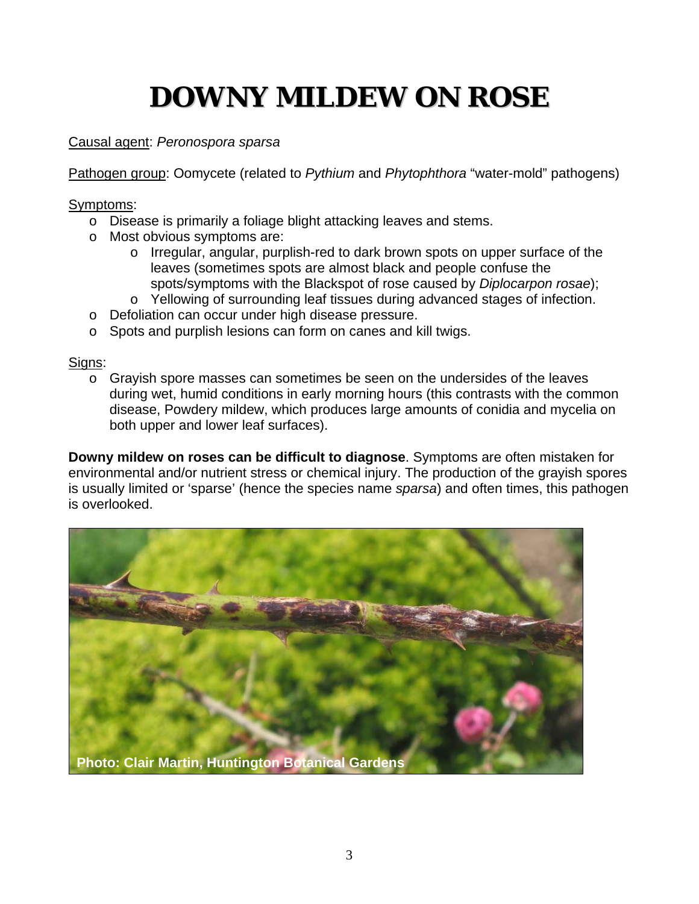# DOWNY MILDEW ON ROSE

Causal agent: *Peronospora sparsa*

Pathogen group: Oomycete (related to *Pythium* and *Phytophthora* "water-mold" pathogens)

Symptoms:

- Disease is primarily a foliage blight attacking leaves and stems.
- Most obvious symptoms are:
  - Irregular, angular, purplish-red to dark brown spots on upper surface of the leaves (sometimes spots are almost black and people confuse the spots/symptoms with the Blackspot of rose caused by *Diplocarpon rosae*);
  - Yellowing of surrounding leaf tissues during advanced stages of infection.
- Defoliation can occur under high disease pressure.
- Spots and purplish lesions can form on canes and kill twigs.

Signs:

- Grayish spore masses can sometimes be seen on the undersides of the leaves during wet, humid conditions in early morning hours (this contrasts with the common disease, Powdery mildew, which produces large amounts of conidia and mycelia on both upper and lower leaf surfaces).

**Downy mildew on roses can be difficult to diagnose**. Symptoms are often mistaken for environmental and/or nutrient stress or chemical injury. The production of the grayish spores is usually limited or 'sparse' (hence the species name *sparsa*) and often times, this pathogen is overlooked.

Photo: Clair Martin, Huntington Botanical Gardens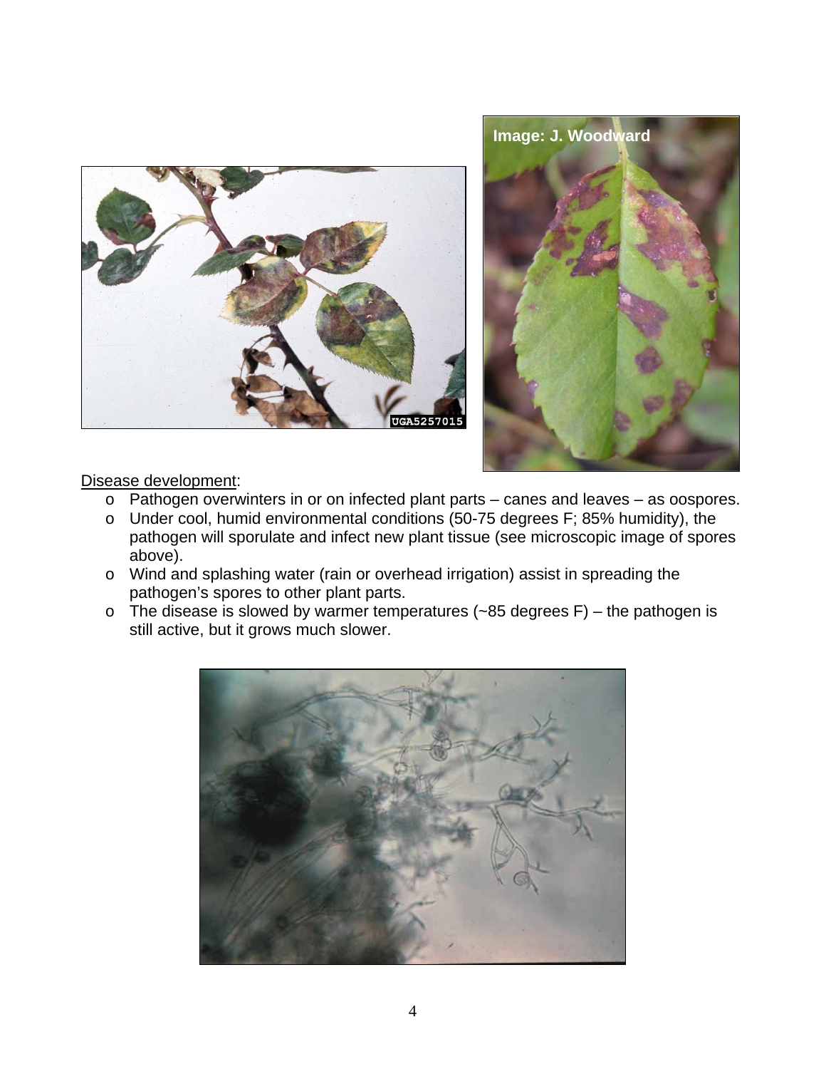Disease development:

- Pathogen overwinters in or on infected plant parts – canes and leaves – as oospores.
- Under cool, humid environmental conditions (50-75 degrees F; 85% humidity), the pathogen will sporulate and infect new plant tissue (see microscopic image of spores above).
- Wind and splashing water (rain or overhead irrigation) assist in spreading the pathogen's spores to other plant parts.
- The disease is slowed by warmer temperatures (~85 degrees F) – the pathogen is still active, but it grows much slower.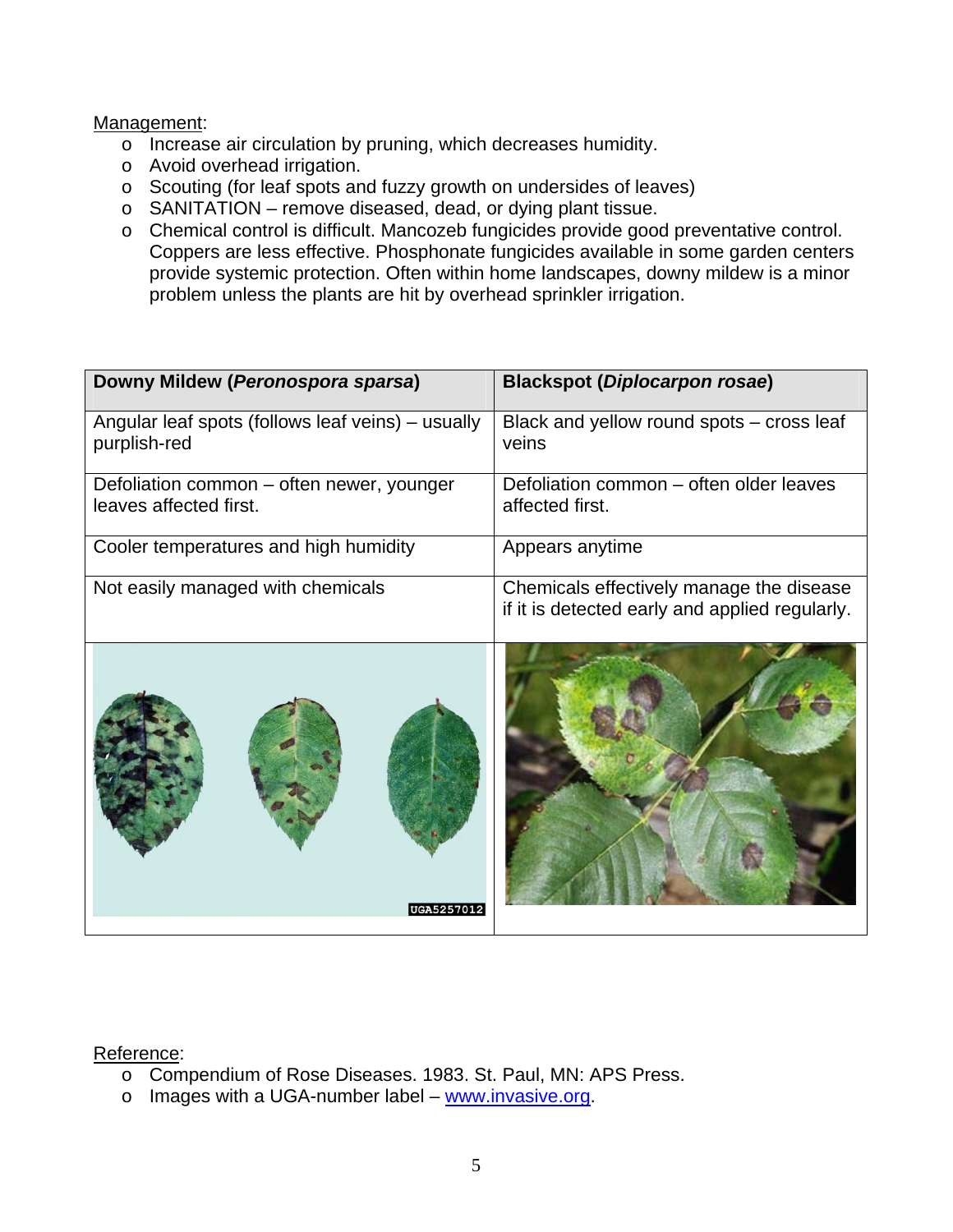Management:

- Increase air circulation by pruning, which decreases humidity.
- Avoid overhead irrigation.
- Scouting (for leaf spots and fuzzy growth on undersides of leaves)
- SANITATION – remove diseased, dead, or dying plant tissue.
- Chemical control is difficult. Mancozeb fungicides provide good preventative control. Coppers are less effective. Phosphonate fungicides available in some garden centers provide systemic protection. Often within home landscapes, downy mildew is a minor problem unless the plants are hit by overhead sprinkler irrigation.

| **Downy Mildew (*Peronospora sparsa*)** | **Blackspot (*Diplocarpon rosae*)** |
|---|---|
| Angular leaf spots (follows leaf veins) – usually purplish-red | Black and yellow round spots – cross leaf veins |
| Defoliation common – often newer, younger leaves affected first. | Defoliation common – often older leaves affected first. |
| Cooler temperatures and high humidity | Appears anytime |
| Not easily managed with chemicals | Chemicals effectively manage the disease if it is detected early and applied regularly. |
| UGA5257012 | |

Reference:

- Compendium of Rose Diseases. 1983. St. Paul, MN: APS Press.
- Images with a UGA-number label – [www.invasive.org](http://www.invasive.org).